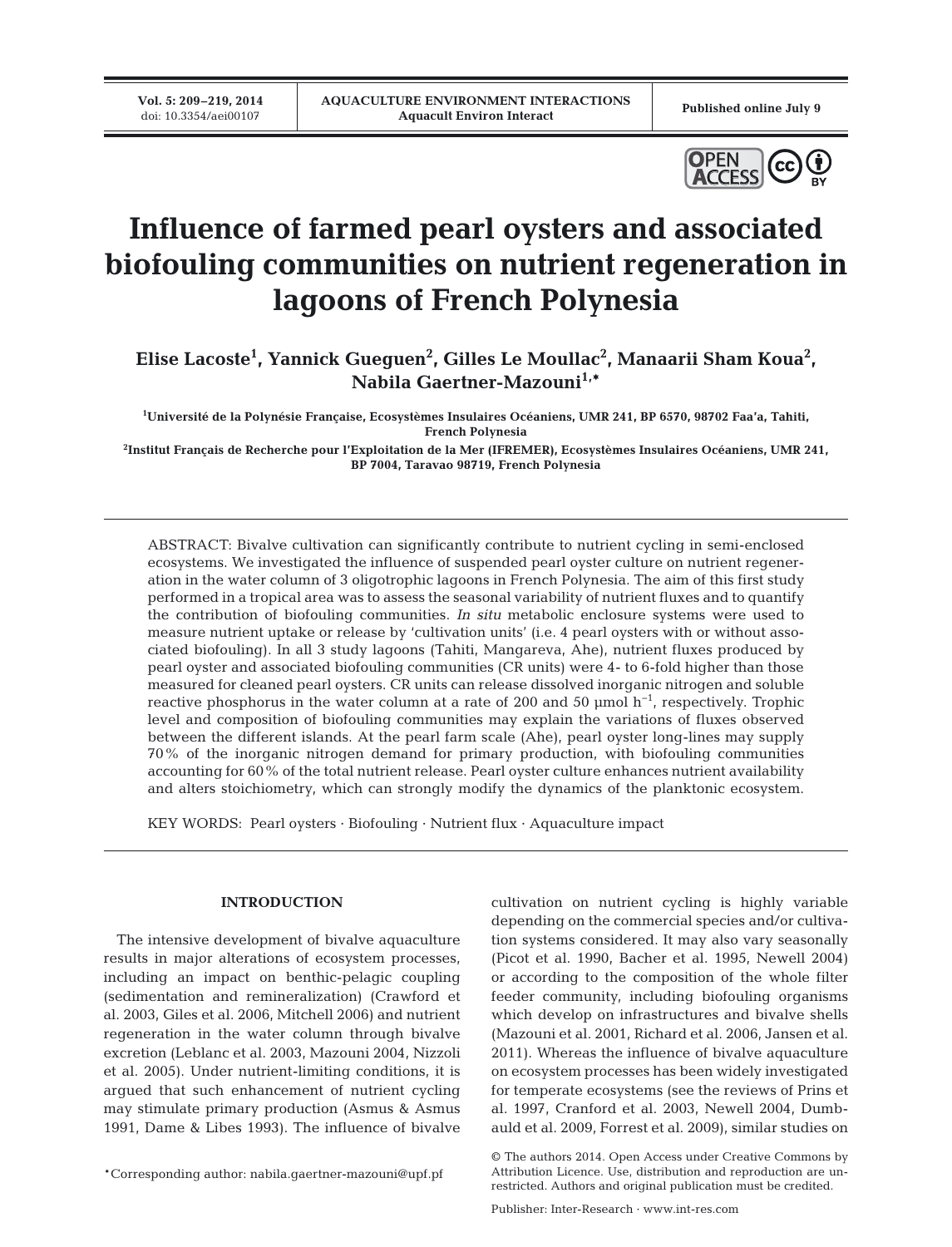# Influence of farmed pearl oysters and associated biofouling communities on nutrient regeneration in lagoons of French Polynesia

**Elise Lacoste[1], Yannick Gueguen[2], Gilles Le Moullac[2], Manaarii Sham Koua[2], Nabila Gaertner-Mazouni[1,*]**

[1]Université de la Polynésie Française, Ecosystèmes Insulaires Océaniens, UMR 241, BP 6570, 98702 Faa'a, Tahiti, French Polynesia

[2]Institut Français de Recherche pour l'Exploitation de la Mer (IFREMER), Ecosystèmes Insulaires Océaniens, UMR 241, BP 7004, Taravao 98719, French Polynesia

ABSTRACT: Bivalve cultivation can significantly contribute to nutrient cycling in semi-enclosed ecosystems. We investigated the influence of suspended pearl oyster culture on nutrient regeneration in the water column of 3 oligotrophic lagoons in French Polynesia. The aim of this first study performed in a tropical area was to assess the seasonal variability of nutrient fluxes and to quantify the contribution of biofouling communities. *In situ* metabolic enclosure systems were used to measure nutrient uptake or release by 'cultivation units' (i.e. 4 pearl oysters with or without associated biofouling). In all 3 study lagoons (Tahiti, Mangareva, Ahe), nutrient fluxes produced by pearl oyster and associated biofouling communities (CR units) were 4- to 6-fold higher than those measured for cleaned pearl oysters. CR units can release dissolved inorganic nitrogen and soluble reactive phosphorus in the water column at a rate of 200 and 50 µmol $h^{-1}$, respectively. Trophic level and composition of biofouling communities may explain the variations of fluxes observed between the different islands. At the pearl farm scale (Ahe), pearl oyster long-lines may supply 70% of the inorganic nitrogen demand for primary production, with biofouling communities accounting for 60% of the total nutrient release. Pearl oyster culture enhances nutrient availability and alters stoichiometry, which can strongly modify the dynamics of the planktonic ecosystem.

KEY WORDS: Pearl oysters · Biofouling · Nutrient flux · Aquaculture impact

## INTRODUCTION

The intensive development of bivalve aquaculture results in major alterations of ecosystem processes, including an impact on benthic-pelagic coupling (sedimentation and remineralization) (Crawford et al. 2003, Giles et al. 2006, Mitchell 2006) and nutrient regeneration in the water column through bivalve excretion (Leblanc et al. 2003, Mazouni 2004, Nizzoli et al. 2005). Under nutrient-limiting conditions, it is argued that such enhancement of nutrient cycling may stimulate primary production (Asmus & Asmus 1991, Dame & Libes 1993). The influence of bivalve cultivation on nutrient cycling is highly variable depending on the commercial species and/or cultivation systems considered. It may also vary seasonally (Picot et al. 1990, Bacher et al. 1995, Newell 2004) or according to the composition of the whole filter feeder community, including biofouling organisms which develop on infrastructures and bivalve shells (Mazouni et al. 2001, Richard et al. 2006, Jansen et al. 2011). Whereas the influence of bivalve aquaculture on ecosystem processes has been widely investigated for temperate ecosystems (see the reviews of Prins et al. 1997, Cranford et al. 2003, Newell 2004, Dumbauld et al. 2009, Forrest et al. 2009), similar studies on

*Corresponding author: nabila.gaertner-mazouni@upf.pf

© The authors 2014. Open Access under Creative Commons by Attribution Licence. Use, distribution and reproduction are unrestricted. Authors and original publication must be credited.

Publisher: Inter-Research · www.int-res.com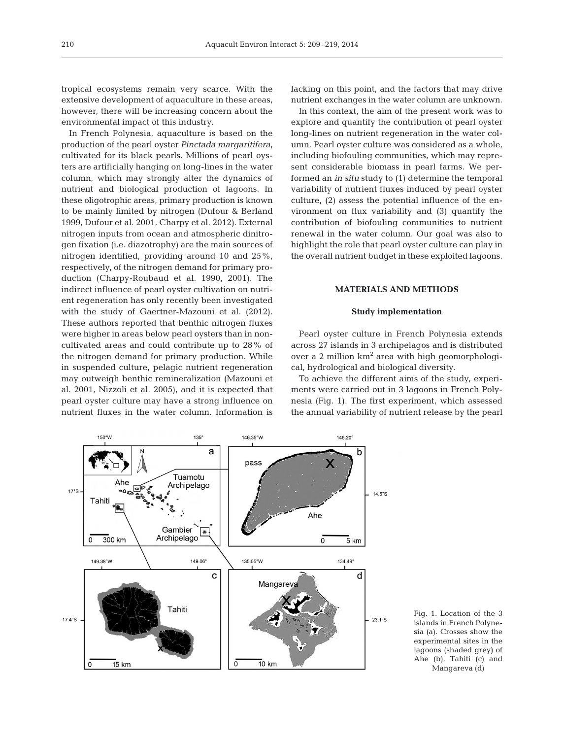tropical ecosystems remain very scarce. With the extensive development of aquaculture in these areas, however, there will be increasing concern about the environmental impact of this industry.

In French Polynesia, aquaculture is based on the production of the pearl oyster *Pinctada margaritifera*, cultivated for its black pearls. Millions of pearl oysters are artificially hanging on long-lines in the water column, which may strongly alter the dynamics of nutrient and biological production of lagoons. In these oligotrophic areas, primary production is known to be mainly limited by nitrogen (Dufour & Berland 1999, Dufour et al. 2001, Charpy et al. 2012). External nitrogen inputs from ocean and atmospheric dinitrogen fixation (i.e. diazotrophy) are the main sources of nitrogen identified, providing around 10 and 25%, respectively, of the nitrogen demand for primary production (Charpy-Roubaud et al. 1990, 2001). The indirect influence of pearl oyster cultivation on nutrient regeneration has only recently been investigated with the study of Gaertner-Mazouni et al. (2012). These authors reported that benthic nitrogen fluxes were higher in areas below pearl oysters than in non-cultivated areas and could contribute up to 28% of the nitrogen demand for primary production. While in suspended culture, pelagic nutrient regeneration may outweigh benthic remineralization (Mazouni et al. 2001, Nizzoli et al. 2005), and it is expected that pearl oyster culture may have a strong influence on nutrient fluxes in the water column. Information is lacking on this point, and the factors that may drive nutrient exchanges in the water column are unknown.

In this context, the aim of the present work was to explore and quantify the contribution of pearl oyster long-lines on nutrient regeneration in the water column. Pearl oyster culture was considered as a whole, including biofouling communities, which may represent considerable biomass in pearl farms. We performed an *in situ* study to (1) determine the temporal variability of nutrient fluxes induced by pearl oyster culture, (2) assess the potential influence of the environment on flux variability and (3) quantify the contribution of biofouling communities to nutrient renewal in the water column. Our goal was also to highlight the role that pearl oyster culture can play in the overall nutrient budget in these exploited lagoons.

## MATERIALS AND METHODS

### Study implementation

Pearl oyster culture in French Polynesia extends across 27 islands in 3 archipelagos and is distributed over a 2 million km$^2$ area with high geomorphological, hydrological and biological diversity.

To achieve the different aims of the study, experiments were carried out in 3 lagoons in French Polynesia (Fig. 1). The first experiment, which assessed the annual variability of nutrient release by the pearl

Fig. 1. Location of the 3 islands in French Polynesia (a). Crosses show the experimental sites in the lagoons (shaded grey) of Ahe (b), Tahiti (c) and Mangareva (d)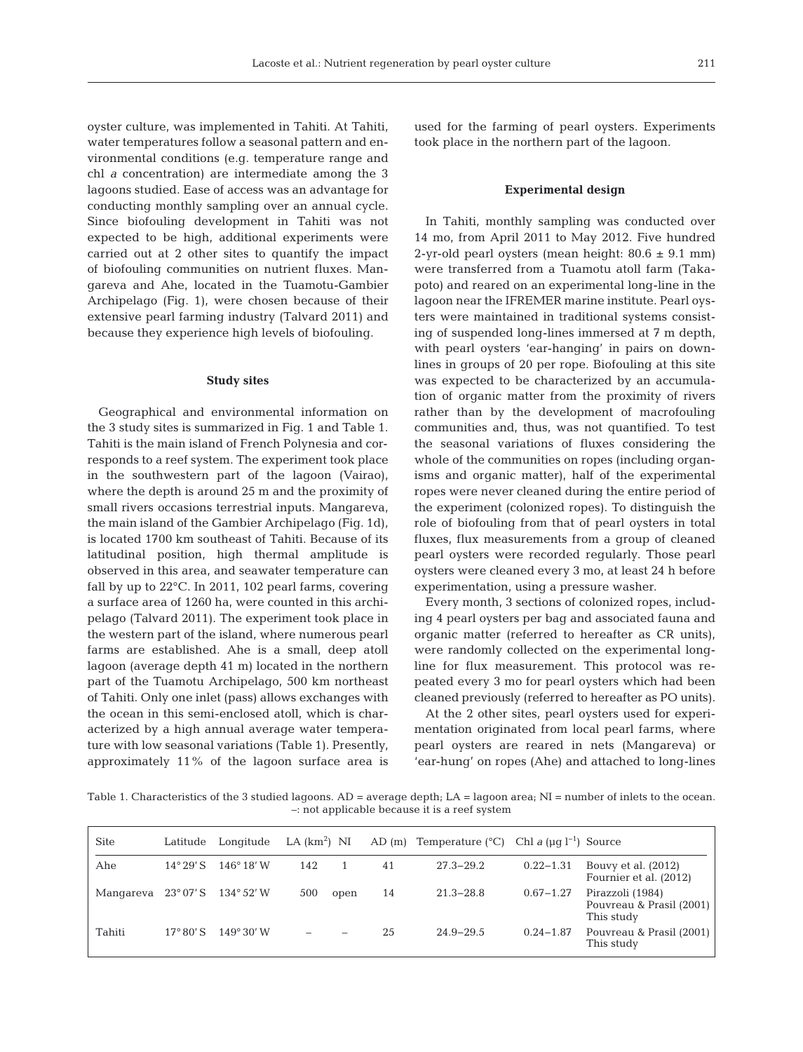oyster culture, was implemented in Tahiti. At Tahiti, water temperatures follow a seasonal pattern and environmental conditions (e.g. temperature range and chl *a* concentration) are intermediate among the 3 lagoons studied. Ease of access was an advantage for conducting monthly sampling over an annual cycle. Since biofouling development in Tahiti was not expected to be high, additional experiments were carried out at 2 other sites to quantify the impact of biofouling communities on nutrient fluxes. Mangareva and Ahe, located in the Tuamotu-Gambier Archipelago (Fig. 1), were chosen because of their extensive pearl farming industry (Talvard 2011) and because they experience high levels of biofouling.

### Study sites

Geographical and environmental information on the 3 study sites is summarized in Fig. 1 and Table 1. Tahiti is the main island of French Polynesia and corresponds to a reef system. The experiment took place in the southwestern part of the lagoon (Vairao), where the depth is around 25 m and the proximity of small rivers occasions terrestrial inputs. Mangareva, the main island of the Gambier Archipelago (Fig. 1d), is located 1700 km southeast of Tahiti. Because of its latitudinal position, high thermal amplitude is observed in this area, and seawater temperature can fall by up to 22°C. In 2011, 102 pearl farms, covering a surface area of 1260 ha, were counted in this archipelago (Talvard 2011). The experiment took place in the western part of the island, where numerous pearl farms are established. Ahe is a small, deep atoll lagoon (average depth 41 m) located in the northern part of the Tuamotu Archipelago, 500 km northeast of Tahiti. Only one inlet (pass) allows exchanges with the ocean in this semi-enclosed atoll, which is characterized by a high annual average water temperature with low seasonal variations (Table 1). Presently, approximately 11% of the lagoon surface area is used for the farming of pearl oysters. Experiments took place in the northern part of the lagoon.

### Experimental design

In Tahiti, monthly sampling was conducted over 14 mo, from April 2011 to May 2012. Five hundred 2-yr-old pearl oysters (mean height: 80.6 ± 9.1 mm) were transferred from a Tuamotu atoll farm (Takapoto) and reared on an experimental long-line in the lagoon near the IFREMER marine institute. Pearl oysters were maintained in traditional systems consisting of suspended long-lines immersed at 7 m depth, with pearl oysters 'ear-hanging' in pairs on downlines in groups of 20 per rope. Biofouling at this site was expected to be characterized by an accumulation of organic matter from the proximity of rivers rather than by the development of macrofouling communities and, thus, was not quantified. To test the seasonal variations of fluxes considering the whole of the communities on ropes (including organisms and organic matter), half of the experimental ropes were never cleaned during the entire period of the experiment (colonized ropes). To distinguish the role of biofouling from that of pearl oysters in total fluxes, flux measurements from a group of cleaned pearl oysters were recorded regularly. Those pearl oysters were cleaned every 3 mo, at least 24 h before experimentation, using a pressure washer.

Every month, 3 sections of colonized ropes, including 4 pearl oysters per bag and associated fauna and organic matter (referred to hereafter as CR units), were randomly collected on the experimental long-line for flux measurement. This protocol was repeated every 3 mo for pearl oysters which had been cleaned previously (referred to hereafter as PO units).

At the 2 other sites, pearl oysters used for experimentation originated from local pearl farms, where pearl oysters are reared in nets (Mangareva) or 'ear-hung' on ropes (Ahe) and attached to long-lines

Table 1. Characteristics of the 3 studied lagoons. AD = average depth; LA = lagoon area; NI = number of inlets to the ocean. –: not applicable because it is a reef system

| Site | Latitude | Longitude | LA (km$^2$) | NI | AD (m) | Temperature (°C) | Chl *a* (µg l$^{-1}$) | Source |
|---|---|---|---|---|---|---|---|---|
| Ahe | 14° 29' S | 146° 18' W | 142 | 1 | 41 | 27.3–29.2 | 0.22–1.31 | Bouvy et al. (2012) Fournier et al. (2012) |
| Mangareva | 23° 07' S | 134° 52' W | 500 | open | 14 | 21.3–28.8 | 0.67–1.27 | Pirazzoli (1984) Pouvreau & Prasil (2001) This study |
| Tahiti | 17° 80' S | 149° 30' W | – | – | 25 | 24.9–29.5 | 0.24–1.87 | Pouvreau & Prasil (2001) This study |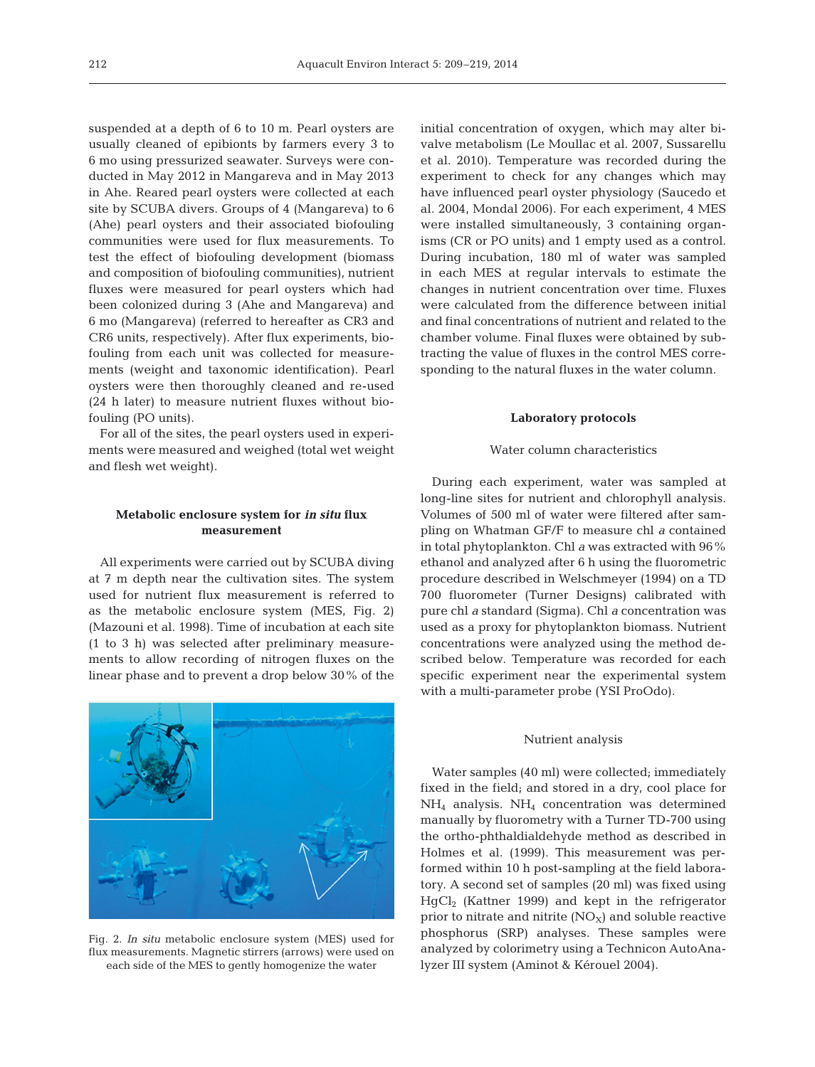suspended at a depth of 6 to 10 m. Pearl oysters are usually cleaned of epibionts by farmers every 3 to 6 mo using pressurized seawater. Surveys were conducted in May 2012 in Mangareva and in May 2013 in Ahe. Reared pearl oysters were collected at each site by SCUBA divers. Groups of 4 (Mangareva) to 6 (Ahe) pearl oysters and their associated biofouling communities were used for flux measurements. To test the effect of biofouling development (biomass and composition of biofouling communities), nutrient fluxes were measured for pearl oysters which had been colonized during 3 (Ahe and Mangareva) and 6 mo (Mangareva) (referred to hereafter as CR3 and CR6 units, respectively). After flux experiments, biofouling from each unit was collected for measurements (weight and taxonomic identification). Pearl oysters were then thoroughly cleaned and re-used (24 h later) to measure nutrient fluxes without biofouling (PO units).

For all of the sites, the pearl oysters used in experiments were measured and weighed (total wet weight and flesh wet weight).

### Metabolic enclosure system for *in situ* flux measurement

All experiments were carried out by SCUBA diving at 7 m depth near the cultivation sites. The system used for nutrient flux measurement is referred to as the metabolic enclosure system (MES, Fig. 2) (Mazouni et al. 1998). Time of incubation at each site (1 to 3 h) was selected after preliminary measurements to allow recording of nitrogen fluxes on the linear phase and to prevent a drop below 30% of the initial concentration of oxygen, which may alter bivalve metabolism (Le Moullac et al. 2007, Sussarellu et al. 2010). Temperature was recorded during the experiment to check for any changes which may have influenced pearl oyster physiology (Saucedo et al. 2004, Mondal 2006). For each experiment, 4 MES were installed simultaneously, 3 containing organisms (CR or PO units) and 1 empty used as a control. During incubation, 180 ml of water was sampled in each MES at regular intervals to estimate the changes in nutrient concentration over time. Fluxes were calculated from the difference between initial and final concentrations of nutrient and related to the chamber volume. Final fluxes were obtained by subtracting the value of fluxes in the control MES corresponding to the natural fluxes in the water column.

Fig. 2. *In situ* metabolic enclosure system (MES) used for flux measurements. Magnetic stirrers (arrows) were used on each side of the MES to gently homogenize the water

### Laboratory protocols

#### Water column characteristics

During each experiment, water was sampled at long-line sites for nutrient and chlorophyll analysis. Volumes of 500 ml of water were filtered after sampling on Whatman GF/F to measure chl *a* contained in total phytoplankton. Chl *a* was extracted with 96% ethanol and analyzed after 6 h using the fluorometric procedure described in Welschmeyer (1994) on a TD 700 fluorometer (Turner Designs) calibrated with pure chl *a* standard (Sigma). Chl *a* concentration was used as a proxy for phytoplankton biomass. Nutrient concentrations were analyzed using the method described below. Temperature was recorded for each specific experiment near the experimental system with a multi-parameter probe (YSI ProOdo).

#### Nutrient analysis

Water samples (40 ml) were collected; immediately fixed in the field; and stored in a dry, cool place for $NH_4$ analysis. $NH_4$ concentration was determined manually by fluorometry with a Turner TD-700 using the ortho-phthaldialdehyde method as described in Holmes et al. (1999). This measurement was performed within 10 h post-sampling at the field laboratory. A second set of samples (20 ml) was fixed using $HgCl_2$ (Kattner 1999) and kept in the refrigerator prior to nitrate and nitrite ($NO_X$) and soluble reactive phosphorus (SRP) analyses. These samples were analyzed by colorimetry using a Technicon AutoAnalyzer III system (Aminot & Kérouel 2004).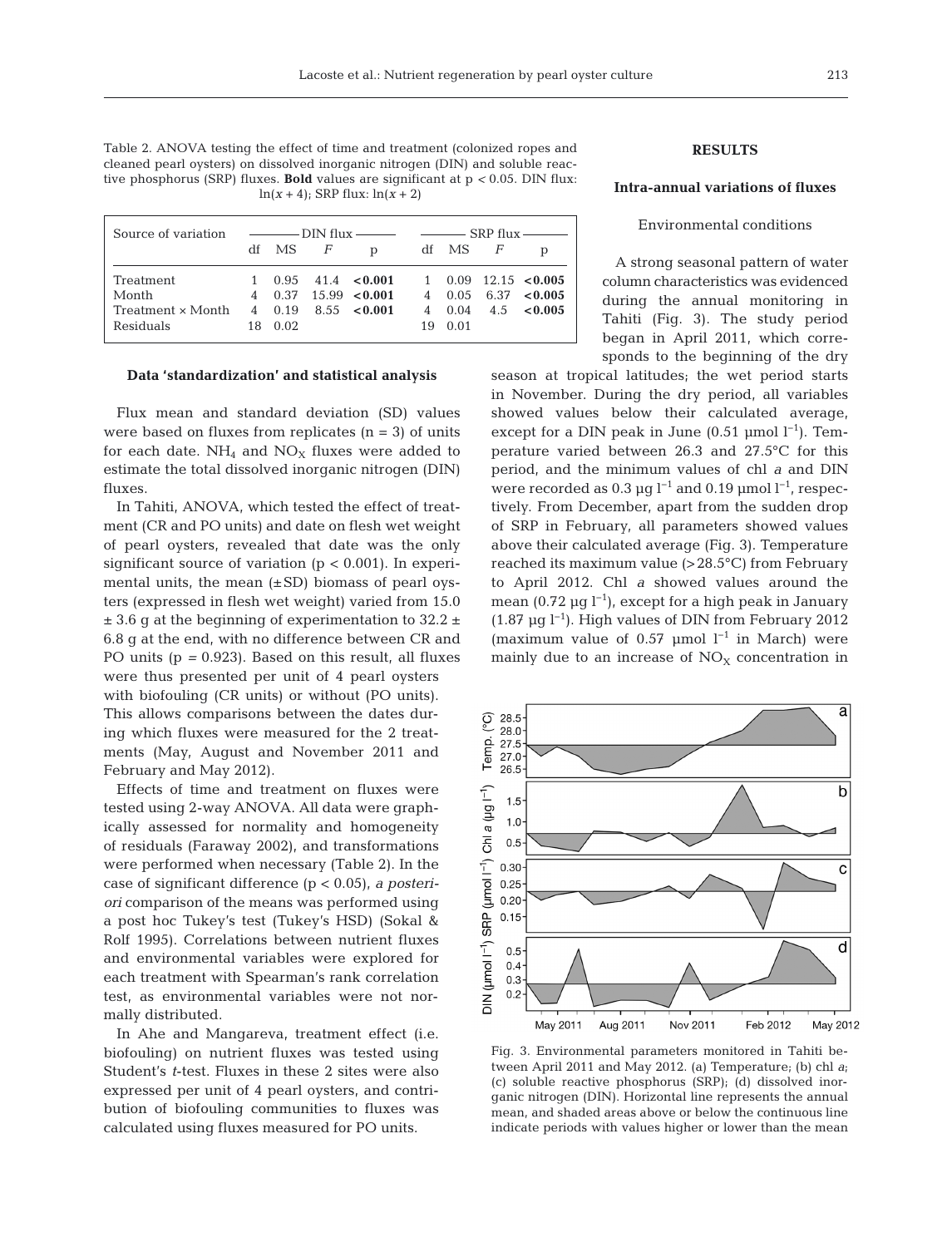Table 2. ANOVA testing the effect of time and treatment (colonized ropes and cleaned pearl oysters) on dissolved inorganic nitrogen (DIN) and soluble reactive phosphorus (SRP) fluxes. **Bold** values are significant at $p < 0.05$. DIN flux: $\ln(x + 4)$; SRP flux: $\ln(x + 2)$

| Source of variation | DIN flux | | | | SRP flux | | | |
|---|---|---|---|---|---|---|---|---|
| | df | MS | *F* | p | df | MS | *F* | p |
| Treatment | 1 | 0.95 | 41.4 | **<0.001** | 1 | 0.09 | 12.15 | **<0.005** |
| Month | 4 | 0.37 | 15.99 | **<0.001** | 4 | 0.05 | 6.37 | **<0.005** |
| Treatment × Month | 4 | 0.19 | 8.55 | **<0.001** | 4 | 0.04 | 4.5 | **<0.005** |
| Residuals | 18 | 0.02 | | | 19 | 0.01 | | |

### Data 'standardization' and statistical analysis

Flux mean and standard deviation (SD) values were based on fluxes from replicates (n = 3) of units for each date. $NH_4$ and $NO_X$ fluxes were added to estimate the total dissolved inorganic nitrogen (DIN) fluxes.

In Tahiti, ANOVA, which tested the effect of treatment (CR and PO units) and date on flesh wet weight of pearl oysters, revealed that date was the only significant source of variation ($p < 0.001$). In experimental units, the mean (±SD) biomass of pearl oysters (expressed in flesh wet weight) varied from 15.0 ± 3.6 g at the beginning of experimentation to 32.2 ± 6.8 g at the end, with no difference between CR and PO units ($p = 0.923$). Based on this result, all fluxes were thus presented per unit of 4 pearl oysters with biofouling (CR units) or without (PO units). This allows comparisons between the dates during which fluxes were measured for the 2 treatments (May, August and November 2011 and February and May 2012).

Effects of time and treatment on fluxes were tested using 2-way ANOVA. All data were graphically assessed for normality and homogeneity of residuals (Faraway 2002), and transformations were performed when necessary (Table 2). In the case of significant difference ($p < 0.05$), *a posteriori* comparison of the means was performed using a post hoc Tukey's test (Tukey's HSD) (Sokal & Rolf 1995). Correlations between nutrient fluxes and environmental variables were explored for each treatment with Spearman's rank correlation test, as environmental variables were not normally distributed.

In Ahe and Mangareva, treatment effect (i.e. biofouling) on nutrient fluxes was tested using Student's *t*-test. Fluxes in these 2 sites were also expressed per unit of 4 pearl oysters, and contribution of biofouling communities to fluxes was calculated using fluxes measured for PO units.

## RESULTS

### Intra-annual variations of fluxes

#### Environmental conditions

A strong seasonal pattern of water column characteristics was evidenced during the annual monitoring in Tahiti (Fig. 3). The study period began in April 2011, which corresponds to the beginning of the dry season at tropical latitudes; the wet period starts in November. During the dry period, all variables showed values below their calculated average, except for a DIN peak in June (0.51 µmol $l^{-1}$). Temperature varied between 26.3 and 27.5°C for this period, and the minimum values of chl *a* and DIN were recorded as 0.3 µg $l^{-1}$ and 0.19 µmol $l^{-1}$, respectively. From December, apart from the sudden drop of SRP in February, all parameters showed values above their calculated average (Fig. 3). Temperature reached its maximum value (>28.5°C) from February to April 2012. Chl *a* showed values around the mean (0.72 µg $l^{-1}$), except for a high peak in January (1.87 µg $l^{-1}$). High values of DIN from February 2012 (maximum value of 0.57 µmol $l^{-1}$ in March) were mainly due to an increase of $NO_X$ concentration in

Fig. 3. Environmental parameters monitored in Tahiti between April 2011 and May 2012. (a) Temperature; (b) chl *a*; (c) soluble reactive phosphorus (SRP); (d) dissolved inorganic nitrogen (DIN). Horizontal line represents the annual mean, and shaded areas above or below the continuous line indicate periods with values higher or lower than the mean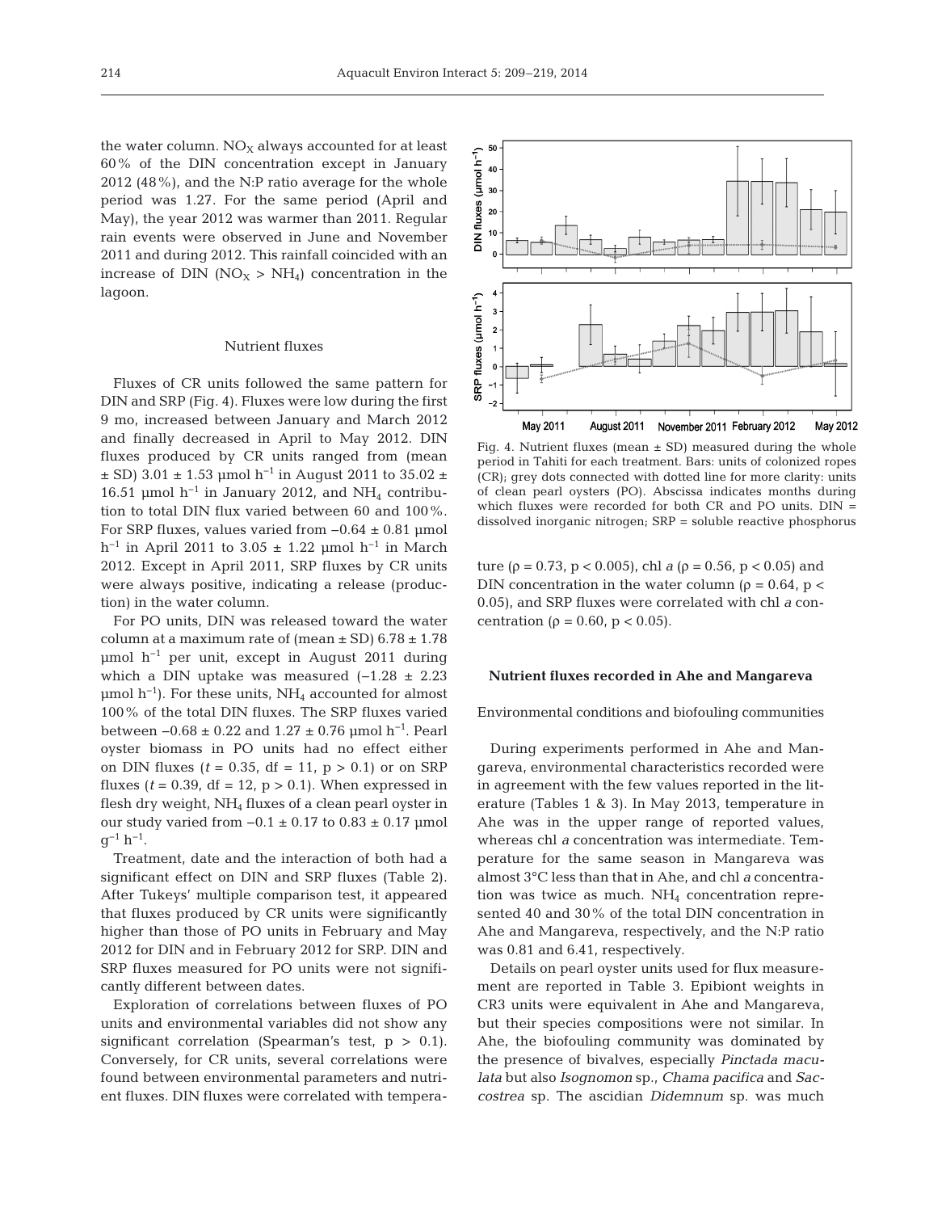the water column. $NO_X$ always accounted for at least 60% of the DIN concentration except in January 2012 (48%), and the N:P ratio average for the whole period was 1.27. For the same period (April and May), the year 2012 was warmer than 2011. Regular rain events were observed in June and November 2011 and during 2012. This rainfall coincided with an increase of DIN ($NO_X$ > $NH_4$) concentration in the lagoon.

### Nutrient fluxes

Fluxes of CR units followed the same pattern for DIN and SRP (Fig. 4). Fluxes were low during the first 9 mo, increased between January and March 2012 and finally decreased in April to May 2012. DIN fluxes produced by CR units ranged from (mean ± SD) 3.01 ± 1.53 µmol $h^{-1}$ in August 2011 to 35.02 ± 16.51 µmol $h^{-1}$ in January 2012, and $NH_4$ contribution to total DIN flux varied between 60 and 100%. For SRP fluxes, values varied from −0.64 ± 0.81 µmol $h^{-1}$ in April 2011 to 3.05 ± 1.22 µmol $h^{-1}$ in March 2012. Except in April 2011, SRP fluxes by CR units were always positive, indicating a release (production) in the water column.

For PO units, DIN was released toward the water column at a maximum rate of (mean ± SD) 6.78 ± 1.78 µmol $h^{-1}$ per unit, except in August 2011 during which a DIN uptake was measured (−1.28 ± 2.23 µmol $h^{-1}$). For these units, $NH_4$ accounted for almost 100% of the total DIN fluxes. The SRP fluxes varied between −0.68 ± 0.22 and 1.27 ± 0.76 µmol $h^{-1}$. Pearl oyster biomass in PO units had no effect either on DIN fluxes ($t = 0.35$, df = 11, $p > 0.1$) or on SRP fluxes ($t = 0.39$, df = 12, $p > 0.1$). When expressed in flesh dry weight, $NH_4$ fluxes of a clean pearl oyster in our study varied from −0.1 ± 0.17 to 0.83 ± 0.17 µmol $g^{-1}$ $h^{-1}$.

Treatment, date and the interaction of both had a significant effect on DIN and SRP fluxes (Table 2). After Tukeys' multiple comparison test, it appeared that fluxes produced by CR units were significantly higher than those of PO units in February and May 2012 for DIN and in February 2012 for SRP. DIN and SRP fluxes measured for PO units were not significantly different between dates.

Exploration of correlations between fluxes of PO units and environmental variables did not show any significant correlation (Spearman's test, $p > 0.1$). Conversely, for CR units, several correlations were found between environmental parameters and nutrient fluxes. DIN fluxes were correlated with temperature ($\rho = 0.73$, $p < 0.005$), chl *a* ($\rho = 0.56$, $p < 0.05$) and DIN concentration in the water column ($\rho = 0.64$, $p < 0.05$), and SRP fluxes were correlated with chl *a* concentration ($\rho = 0.60$, $p < 0.05$).

Fig. 4. Nutrient fluxes (mean ± SD) measured during the whole period in Tahiti for each treatment. Bars: units of colonized ropes (CR); grey dots connected with dotted line for more clarity: units of clean pearl oysters (PO). Abscissa indicates months during which fluxes were recorded for both CR and PO units. DIN = dissolved inorganic nitrogen; SRP = soluble reactive phosphorus

## Nutrient fluxes recorded in Ahe and Mangareva

### Environmental conditions and biofouling communities

During experiments performed in Ahe and Mangareva, environmental characteristics recorded were in agreement with the few values reported in the literature (Tables 1 & 3). In May 2013, temperature in Ahe was in the upper range of reported values, whereas chl *a* concentration was intermediate. Temperature for the same season in Mangareva was almost 3°C less than that in Ahe, and chl *a* concentration was twice as much. $NH_4$ concentration represented 40 and 30% of the total DIN concentration in Ahe and Mangareva, respectively, and the N:P ratio was 0.81 and 6.41, respectively.

Details on pearl oyster units used for flux measurement are reported in Table 3. Epibiont weights in CR3 units were equivalent in Ahe and Mangareva, but their species compositions were not similar. In Ahe, the biofouling community was dominated by the presence of bivalves, especially *Pinctada maculata* but also *Isognomon* sp., *Chama pacifica* and *Saccostrea* sp. The ascidian *Didemnum* sp. was much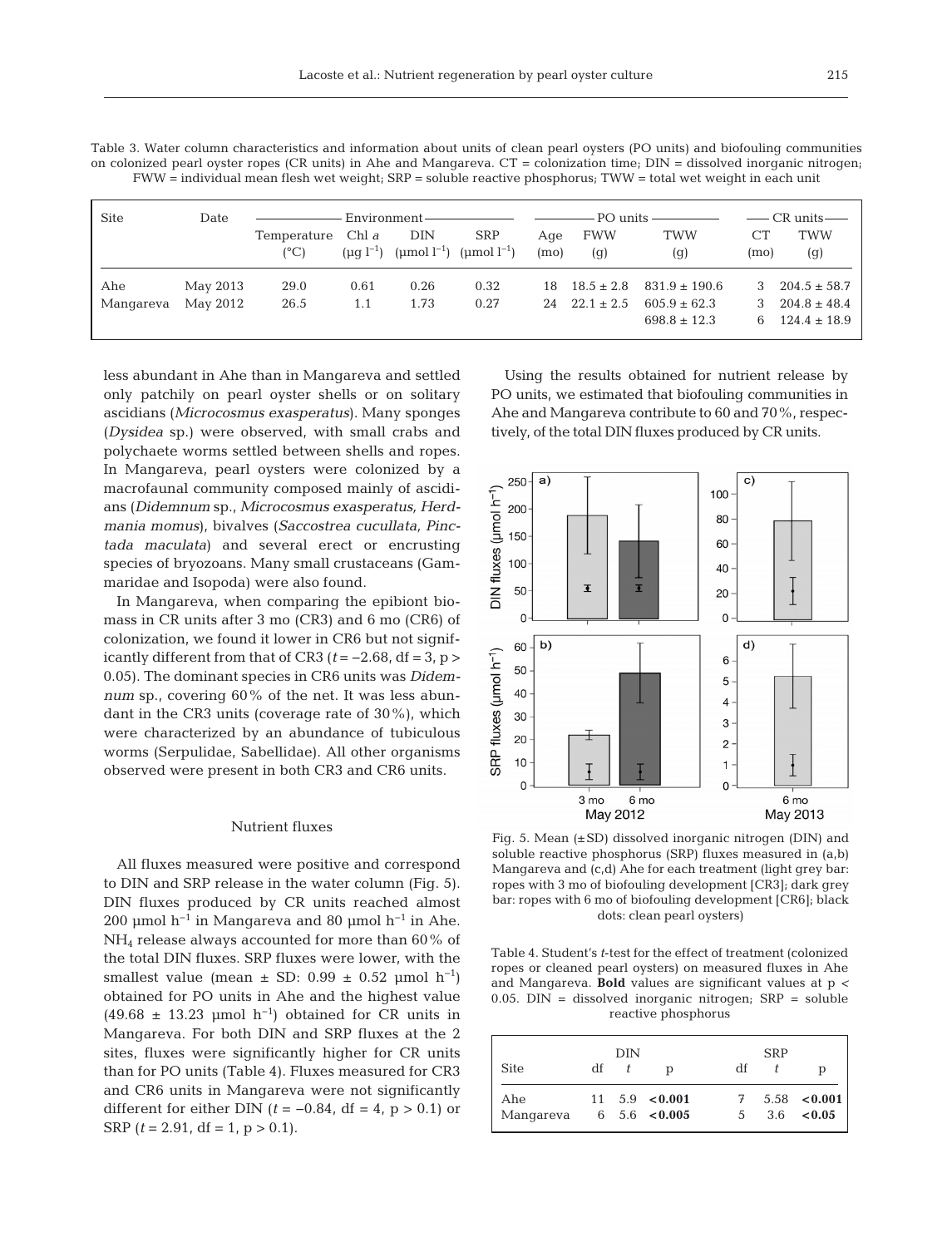Table 3. Water column characteristics and information about units of clean pearl oysters (PO units) and biofouling communities on colonized pearl oyster ropes (CR units) in Ahe and Mangareva. CT = colonization time; DIN = dissolved inorganic nitrogen; FWW = individual mean flesh wet weight; SRP = soluble reactive phosphorus; TWW = total wet weight in each unit

| Site | Date | Environment | | | | PO units | | | CR units | |
|---|---|---|---|---|---|---|---|---|---|---|
| | | Temperature (°C) | Chl *a* (µg $l^{-1}$) | DIN (µmol $l^{-1}$) | SRP (µmol $l^{-1}$) | Age (mo) | FWW (g) | TWW (g) | CT (mo) | TWW (g) |
| Ahe | May 2013 | 29.0 | 0.61 | 0.26 | 0.32 | 18 | 18.5 ± 2.8 | 831.9 ± 190.6 | 3 | 204.5 ± 58.7 |
| Mangareva | May 2012 | 26.5 | 1.1 | 1.73 | 0.27 | 24 | 22.1 ± 2.5 | 605.9 ± 62.3 | 3 | 204.8 ± 48.4 |
| | | | | | | | | 698.8 ± 12.3 | 6 | 124.4 ± 18.9 |

less abundant in Ahe than in Mangareva and settled only patchily on pearl oyster shells or on solitary ascidians (*Microcosmus exasperatus*). Many sponges (*Dysidea* sp.) were observed, with small crabs and polychaete worms settled between shells and ropes. In Mangareva, pearl oysters were colonized by a macrofaunal community composed mainly of ascidians (*Didemnum* sp., *Microcosmus exasperatus, Herdmania momus*), bivalves (*Saccostrea cucullata, Pinctada maculata*) and several erect or encrusting species of bryozoans. Many small crustaceans (Gammaridae and Isopoda) were also found.

In Mangareva, when comparing the epibiont biomass in CR units after 3 mo (CR3) and 6 mo (CR6) of colonization, we found it lower in CR6 but not significantly different from that of CR3 ($t = -2.68$, df = 3, $p > 0.05$). The dominant species in CR6 units was *Didemnum* sp., covering 60% of the net. It was less abundant in the CR3 units (coverage rate of 30%), which were characterized by an abundance of tubiculous worms (Serpulidae, Sabellidae). All other organisms observed were present in both CR3 and CR6 units.

Using the results obtained for nutrient release by PO units, we estimated that biofouling communities in Ahe and Mangareva contribute to 60 and 70%, respectively, of the total DIN fluxes produced by CR units.

Fig. 5. Mean (±SD) dissolved inorganic nitrogen (DIN) and soluble reactive phosphorus (SRP) fluxes measured in (a,b) Mangareva and (c,d) Ahe for each treatment (light grey bar: ropes with 3 mo of biofouling development [CR3]; dark grey bar: ropes with 6 mo of biofouling development [CR6]; black dots: clean pearl oysters)

### Nutrient fluxes

All fluxes measured were positive and correspond to DIN and SRP release in the water column (Fig. 5). DIN fluxes produced by CR units reached almost 200 µmol $h^{-1}$ in Mangareva and 80 µmol $h^{-1}$ in Ahe. $NH_4$ release always accounted for more than 60% of the total DIN fluxes. SRP fluxes were lower, with the smallest value (mean ± SD: 0.99 ± 0.52 µmol $h^{-1}$) obtained for PO units in Ahe and the highest value (49.68 ± 13.23 µmol $h^{-1}$) obtained for CR units in Mangareva. For both DIN and SRP fluxes at the 2 sites, fluxes were significantly higher for CR units than for PO units (Table 4). Fluxes measured for CR3 and CR6 units in Mangareva were not significantly different for either DIN ($t = -0.84$, df = 4, $p > 0.1$) or SRP ($t = 2.91$, df = 1, $p > 0.1$).

Table 4. Student's *t*-test for the effect of treatment (colonized ropes or cleaned pearl oysters) on measured fluxes in Ahe and Mangareva. **Bold** values are significant values at $p < 0.05$. DIN = dissolved inorganic nitrogen; SRP = soluble reactive phosphorus

| Site | DIN | | | SRP | | |
|---|---|---|---|---|---|---|
| | df | *t* | p | df | *t* | p |
| Ahe | 11 | 5.9 | **<0.001** | 7 | 5.58 | **<0.001** |
| Mangareva | 6 | 5.6 | **<0.005** | 5 | 3.6 | **<0.05** |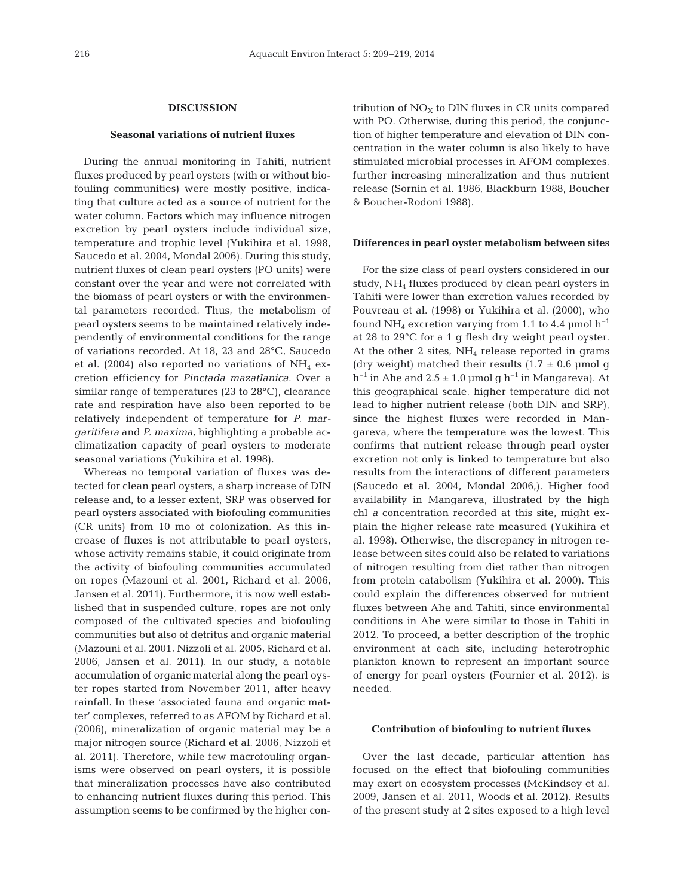## DISCUSSION

### Seasonal variations of nutrient fluxes

During the annual monitoring in Tahiti, nutrient fluxes produced by pearl oysters (with or without biofouling communities) were mostly positive, indicating that culture acted as a source of nutrient for the water column. Factors which may influence nitrogen excretion by pearl oysters include individual size, temperature and trophic level (Yukihira et al. 1998, Saucedo et al. 2004, Mondal 2006). During this study, nutrient fluxes of clean pearl oysters (PO units) were constant over the year and were not correlated with the biomass of pearl oysters or with the environmental parameters recorded. Thus, the metabolism of pearl oysters seems to be maintained relatively independently of environmental conditions for the range of variations recorded. At 18, 23 and 28°C, Saucedo et al. (2004) also reported no variations of $NH_4$ excretion efficiency for *Pinctada mazatlanica*. Over a similar range of temperatures (23 to 28°C), clearance rate and respiration have also been reported to be relatively independent of temperature for *P. margaritifera* and *P. maxima*, highlighting a probable acclimatization capacity of pearl oysters to moderate seasonal variations (Yukihira et al. 1998).

Whereas no temporal variation of fluxes was detected for clean pearl oysters, a sharp increase of DIN release and, to a lesser extent, SRP was observed for pearl oysters associated with biofouling communities (CR units) from 10 mo of colonization. As this increase of fluxes is not attributable to pearl oysters, whose activity remains stable, it could originate from the activity of biofouling communities accumulated on ropes (Mazouni et al. 2001, Richard et al. 2006, Jansen et al. 2011). Furthermore, it is now well established that in suspended culture, ropes are not only composed of the cultivated species and biofouling communities but also of detritus and organic material (Mazouni et al. 2001, Nizzoli et al. 2005, Richard et al. 2006, Jansen et al. 2011). In our study, a notable accumulation of organic material along the pearl oyster ropes started from November 2011, after heavy rainfall. In these 'associated fauna and organic matter' complexes, referred to as AFOM by Richard et al. (2006), mineralization of organic material may be a major nitrogen source (Richard et al. 2006, Nizzoli et al. 2011). Therefore, while few macrofouling organisms were observed on pearl oysters, it is possible that mineralization processes have also contributed to enhancing nutrient fluxes during this period. This assumption seems to be confirmed by the higher contribution of $NO_X$ to DIN fluxes in CR units compared with PO. Otherwise, during this period, the conjunction of higher temperature and elevation of DIN concentration in the water column is also likely to have stimulated microbial processes in AFOM complexes, further increasing mineralization and thus nutrient release (Sornin et al. 1986, Blackburn 1988, Boucher & Boucher-Rodoni 1988).

### Differences in pearl oyster metabolism between sites

For the size class of pearl oysters considered in our study, $NH_4$ fluxes produced by clean pearl oysters in Tahiti were lower than excretion values recorded by Pouvreau et al. (1998) or Yukihira et al. (2000), who found $NH_4$ excretion varying from 1.1 to 4.4 µmol $h^{-1}$ at 28 to 29°C for a 1 g flesh dry weight pearl oyster. At the other 2 sites, $NH_4$ release reported in grams (dry weight) matched their results (1.7 ± 0.6 µmol g $h^{-1}$ in Ahe and 2.5 ± 1.0 µmol g $h^{-1}$ in Mangareva). At this geographical scale, higher temperature did not lead to higher nutrient release (both DIN and SRP), since the highest fluxes were recorded in Mangareva, where the temperature was the lowest. This confirms that nutrient release through pearl oyster excretion not only is linked to temperature but also results from the interactions of different parameters (Saucedo et al. 2004, Mondal 2006,). Higher food availability in Mangareva, illustrated by the high chl *a* concentration recorded at this site, might explain the higher release rate measured (Yukihira et al. 1998). Otherwise, the discrepancy in nitrogen release between sites could also be related to variations of nitrogen resulting from diet rather than nitrogen from protein catabolism (Yukihira et al. 2000). This could explain the differences observed for nutrient fluxes between Ahe and Tahiti, since environmental conditions in Ahe were similar to those in Tahiti in 2012. To proceed, a better description of the trophic environment at each site, including heterotrophic plankton known to represent an important source of energy for pearl oysters (Fournier et al. 2012), is needed.

### Contribution of biofouling to nutrient fluxes

Over the last decade, particular attention has focused on the effect that biofouling communities may exert on ecosystem processes (McKindsey et al. 2009, Jansen et al. 2011, Woods et al. 2012). Results of the present study at 2 sites exposed to a high level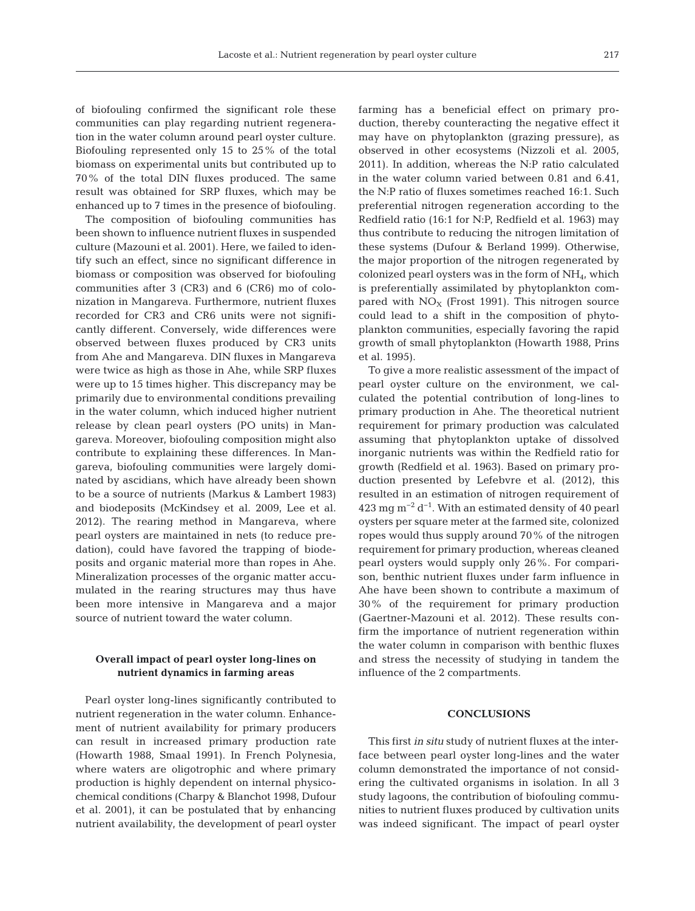of biofouling confirmed the significant role these communities can play regarding nutrient regeneration in the water column around pearl oyster culture. Biofouling represented only 15 to 25% of the total biomass on experimental units but contributed up to 70% of the total DIN fluxes produced. The same result was obtained for SRP fluxes, which may be enhanced up to 7 times in the presence of biofouling.

The composition of biofouling communities has been shown to influence nutrient fluxes in suspended culture (Mazouni et al. 2001). Here, we failed to identify such an effect, since no significant difference in biomass or composition was observed for biofouling communities after 3 (CR3) and 6 (CR6) mo of colonization in Mangareva. Furthermore, nutrient fluxes recorded for CR3 and CR6 units were not significantly different. Conversely, wide differences were observed between fluxes produced by CR3 units from Ahe and Mangareva. DIN fluxes in Mangareva were twice as high as those in Ahe, while SRP fluxes were up to 15 times higher. This discrepancy may be primarily due to environmental conditions prevailing in the water column, which induced higher nutrient release by clean pearl oysters (PO units) in Mangareva. Moreover, biofouling composition might also contribute to explaining these differences. In Mangareva, biofouling communities were largely dominated by ascidians, which have already been shown to be a source of nutrients (Markus & Lambert 1983) and biodeposits (McKindsey et al. 2009, Lee et al. 2012). The rearing method in Mangareva, where pearl oysters are maintained in nets (to reduce predation), could have favored the trapping of biodeposits and organic material more than ropes in Ahe. Mineralization processes of the organic matter accumulated in the rearing structures may thus have been more intensive in Mangareva and a major source of nutrient toward the water column.

## Overall impact of pearl oyster long-lines on nutrient dynamics in farming areas

Pearl oyster long-lines significantly contributed to nutrient regeneration in the water column. Enhancement of nutrient availability for primary producers can result in increased primary production rate (Howarth 1988, Smaal 1991). In French Polynesia, where waters are oligotrophic and where primary production is highly dependent on internal physicochemical conditions (Charpy & Blanchot 1998, Dufour et al. 2001), it can be postulated that by enhancing nutrient availability, the development of pearl oyster farming has a beneficial effect on primary production, thereby counteracting the negative effect it may have on phytoplankton (grazing pressure), as observed in other ecosystems (Nizzoli et al. 2005, 2011). In addition, whereas the N:P ratio calculated in the water column varied between 0.81 and 6.41, the N:P ratio of fluxes sometimes reached 16:1. Such preferential nitrogen regeneration according to the Redfield ratio (16:1 for N:P, Redfield et al. 1963) may thus contribute to reducing the nitrogen limitation of these systems (Dufour & Berland 1999). Otherwise, the major proportion of the nitrogen regenerated by colonized pearl oysters was in the form of $NH_4$, which is preferentially assimilated by phytoplankton compared with $NO_X$ (Frost 1991). This nitrogen source could lead to a shift in the composition of phytoplankton communities, especially favoring the rapid growth of small phytoplankton (Howarth 1988, Prins et al. 1995).

To give a more realistic assessment of the impact of pearl oyster culture on the environment, we calculated the potential contribution of long-lines to primary production in Ahe. The theoretical nutrient requirement for primary production was calculated assuming that phytoplankton uptake of dissolved inorganic nutrients was within the Redfield ratio for growth (Redfield et al. 1963). Based on primary production presented by Lefebvre et al. (2012), this resulted in an estimation of nitrogen requirement of 423 mg $m^{-2}$ $d^{-1}$. With an estimated density of 40 pearl oysters per square meter at the farmed site, colonized ropes would thus supply around 70% of the nitrogen requirement for primary production, whereas cleaned pearl oysters would supply only 26%. For comparison, benthic nutrient fluxes under farm influence in Ahe have been shown to contribute a maximum of 30% of the requirement for primary production (Gaertner-Mazouni et al. 2012). These results confirm the importance of nutrient regeneration within the water column in comparison with benthic fluxes and stress the necessity of studying in tandem the influence of the 2 compartments.

## CONCLUSIONS

This first *in situ* study of nutrient fluxes at the interface between pearl oyster long-lines and the water column demonstrated the importance of not considering the cultivated organisms in isolation. In all 3 study lagoons, the contribution of biofouling communities to nutrient fluxes produced by cultivation units was indeed significant. The impact of pearl oyster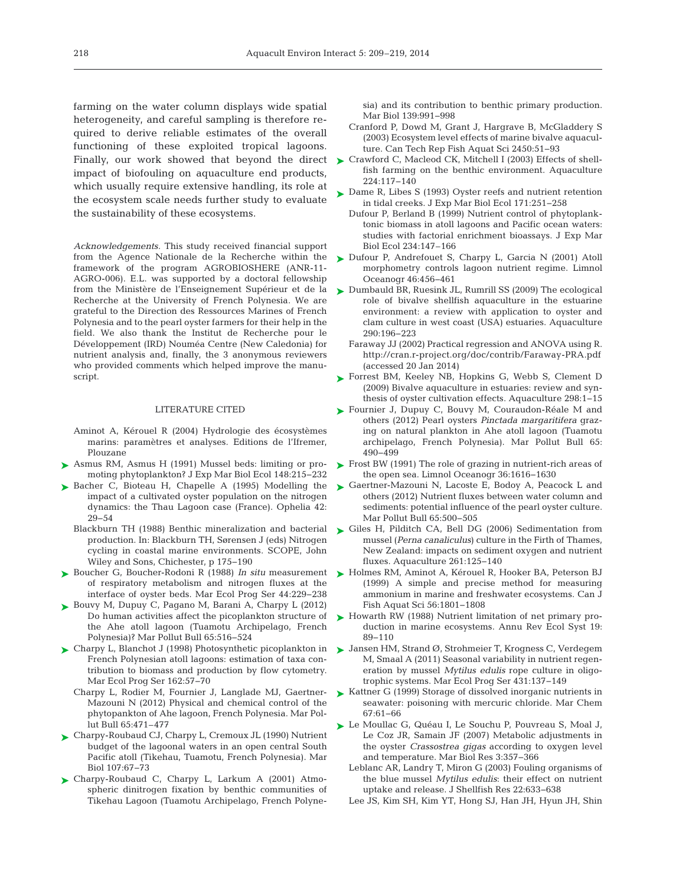farming on the water column displays wide spatial heterogeneity, and careful sampling is therefore required to derive reliable estimates of the overall functioning of these exploited tropical lagoons. Finally, our work showed that beyond the direct impact of biofouling on aquaculture end products, which usually require extensive handling, its role at the ecosystem scale needs further study to evaluate the sustainability of these ecosystems.

*Acknowledgements.* This study received financial support from the Agence Nationale de la Recherche within the framework of the program AGROBIOSHERE (ANR-11-AGRO-006). E.L. was supported by a doctoral fellowship from the Ministère de l'Enseignement Supérieur et de la Recherche at the University of French Polynesia. We are grateful to the Direction des Ressources Marines of French Polynesia and to the pearl oyster farmers for their help in the field. We also thank the Institut de Recherche pour le Développement (IRD) Nouméa Centre (New Caledonia) for nutrient analysis and, finally, the 3 anonymous reviewers who provided comments which helped improve the manuscript.

## LITERATURE CITED

Aminot A, Kérouel R (2004) Hydrologie des écosystèmes marins: paramètres et analyses. Editions de l'Ifremer, Plouzane

Asmus RM, Asmus H (1991) Mussel beds: limiting or promoting phytoplankton? J Exp Mar Biol Ecol 148:215−232

Bacher C, Bioteau H, Chapelle A (1995) Modelling the impact of a cultivated oyster population on the nitrogen dynamics: the Thau Lagoon case (France). Ophelia 42: 29−54

Blackburn TH (1988) Benthic mineralization and bacterial production. In: Blackburn TH, Sørensen J (eds) Nitrogen cycling in coastal marine environments. SCOPE, John Wiley and Sons, Chichester, p 175−190

Boucher G, Boucher-Rodoni R (1988) *In situ* measurement of respiratory metabolism and nitrogen fluxes at the interface of oyster beds. Mar Ecol Prog Ser 44:229−238

Bouvy M, Dupuy C, Pagano M, Barani A, Charpy L (2012) Do human activities affect the picoplankton structure of the Ahe atoll lagoon (Tuamotu Archipelago, French Polynesia)? Mar Pollut Bull 65:516−524

Charpy L, Blanchot J (1998) Photosynthetic picoplankton in French Polynesian atoll lagoons: estimation of taxa contribution to biomass and production by flow cytometry. Mar Ecol Prog Ser 162:57−70

Charpy L, Rodier M, Fournier J, Langlade MJ, Gaertner-Mazouni N (2012) Physical and chemical control of the phytopankton of Ahe lagoon, French Polynesia. Mar Pollut Bull 65:471−477

Charpy-Roubaud CJ, Charpy L, Cremoux JL (1990) Nutrient budget of the lagoonal waters in an open central South Pacific atoll (Tikehau, Tuamotu, French Polynesia). Mar Biol 107:67−73

Charpy-Roubaud C, Charpy L, Larkum A (2001) Atmospheric dinitrogen fixation by benthic communities of Tikehau Lagoon (Tuamotu Archipelago, French Polynesia) and its contribution to benthic primary production. Mar Biol 139:991−998

Cranford P, Dowd M, Grant J, Hargrave B, McGladdery S (2003) Ecosystem level effects of marine bivalve aquaculture. Can Tech Rep Fish Aquat Sci 2450:51−93

Crawford C, Macleod CK, Mitchell I (2003) Effects of shellfish farming on the benthic environment. Aquaculture 224:117−140

Dame R, Libes S (1993) Oyster reefs and nutrient retention in tidal creeks. J Exp Mar Biol Ecol 171:251−258

Dufour P, Berland B (1999) Nutrient control of phytoplanktonic biomass in atoll lagoons and Pacific ocean waters: studies with factorial enrichment bioassays. J Exp Mar Biol Ecol 234:147−166

Dufour P, Andrefouet S, Charpy L, Garcia N (2001) Atoll morphometry controls lagoon nutrient regime. Limnol Oceanogr 46:456−461

Dumbauld BR, Ruesink JL, Rumrill SS (2009) The ecological role of bivalve shellfish aquaculture in the estuarine environment: a review with application to oyster and clam culture in west coast (USA) estuaries. Aquaculture 290:196−223

Faraway JJ (2002) Practical regression and ANOVA using R. http://cran.r-project.org/doc/contrib/Faraway-PRA.pdf (accessed 20 Jan 2014)

Forrest BM, Keeley NB, Hopkins G, Webb S, Clement D (2009) Bivalve aquaculture in estuaries: review and synthesis of oyster cultivation effects. Aquaculture 298:1−15

Fournier J, Dupuy C, Bouvy M, Couraudon-Réale M and others (2012) Pearl oysters *Pinctada margaritifera* grazing on natural plankton in Ahe atoll lagoon (Tuamotu archipelago, French Polynesia). Mar Pollut Bull 65: 490−499

Frost BW (1991) The role of grazing in nutrient-rich areas of the open sea. Limnol Oceanogr 36:1616−1630

Gaertner-Mazouni N, Lacoste E, Bodoy A, Peacock L and others (2012) Nutrient fluxes between water column and sediments: potential influence of the pearl oyster culture. Mar Pollut Bull 65:500−505

Giles H, Pilditch CA, Bell DG (2006) Sedimentation from mussel (*Perna canaliculus*) culture in the Firth of Thames, New Zealand: impacts on sediment oxygen and nutrient fluxes. Aquaculture 261:125−140

Holmes RM, Aminot A, Kérouel R, Hooker BA, Peterson BJ (1999) A simple and precise method for measuring ammonium in marine and freshwater ecosystems. Can J Fish Aquat Sci 56:1801−1808

Howarth RW (1988) Nutrient limitation of net primary production in marine ecosystems. Annu Rev Ecol Syst 19: 89−110

Jansen HM, Strand Ø, Strohmeier T, Krogness C, Verdegem M, Smaal A (2011) Seasonal variability in nutrient regeneration by mussel *Mytilus edulis* rope culture in oligotrophic systems. Mar Ecol Prog Ser 431:137−149

Kattner G (1999) Storage of dissolved inorganic nutrients in seawater: poisoning with mercuric chloride. Mar Chem 67:61−66

Le Moullac G, Quéau I, Le Souchu P, Pouvreau S, Moal J, Le Coz JR, Samain JF (2007) Metabolic adjustments in the oyster *Crassostrea gigas* according to oxygen level and temperature. Mar Biol Res 3:357−366

Leblanc AR, Landry T, Miron G (2003) Fouling organisms of the blue mussel *Mytilus edulis*: their effect on nutrient uptake and release. J Shellfish Res 22:633−638

Lee JS, Kim SH, Kim YT, Hong SJ, Han JH, Hyun JH, Shin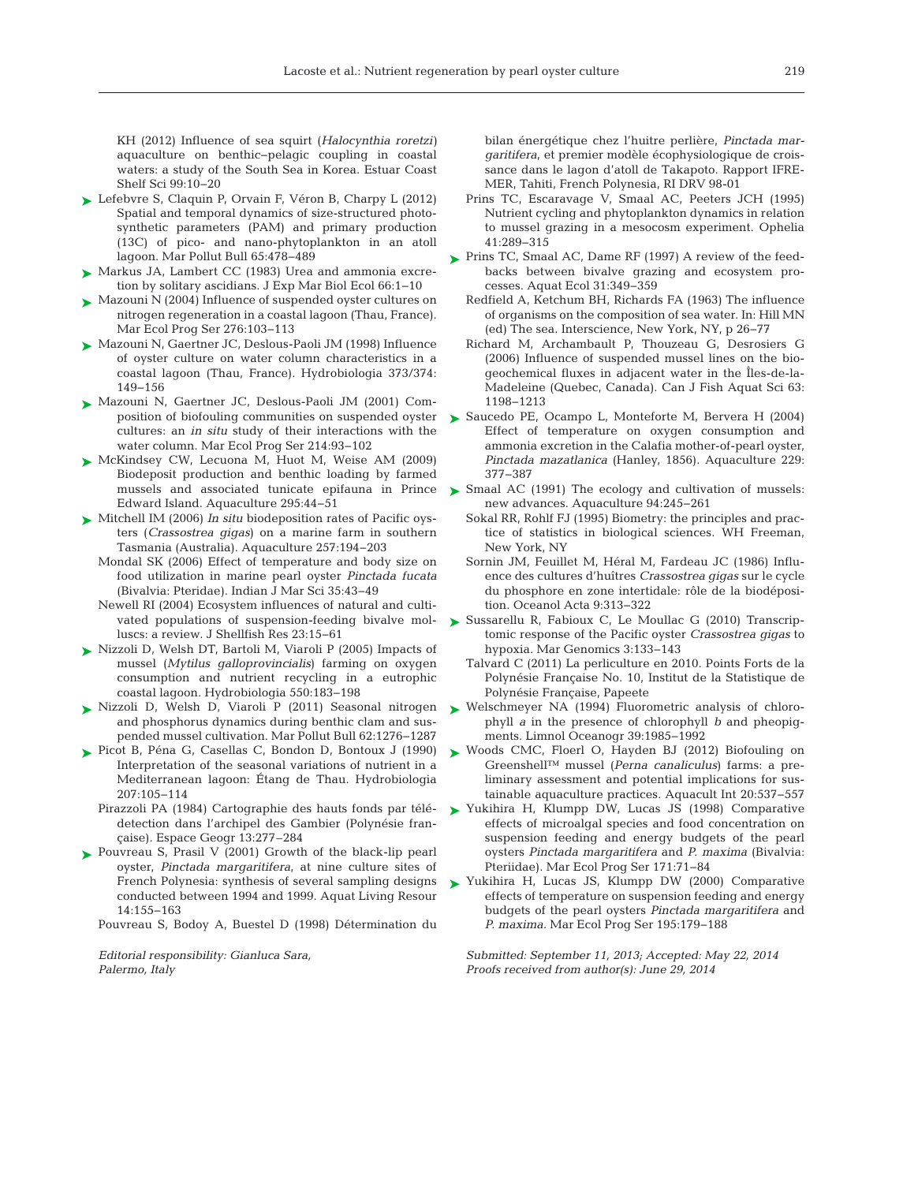KH (2012) Influence of sea squirt (*Halocynthia roretzi*) aquaculture on benthic–pelagic coupling in coastal waters: a study of the South Sea in Korea. Estuar Coast Shelf Sci 99:10–20

Lefebvre S, Claquin P, Orvain F, Véron B, Charpy L (2012) Spatial and temporal dynamics of size-structured photosynthetic parameters (PAM) and primary production (13C) of pico- and nano-phytoplankton in an atoll lagoon. Mar Pollut Bull 65:478–489

Markus JA, Lambert CC (1983) Urea and ammonia excretion by solitary ascidians. J Exp Mar Biol Ecol 66:1–10

Mazouni N (2004) Influence of suspended oyster cultures on nitrogen regeneration in a coastal lagoon (Thau, France). Mar Ecol Prog Ser 276:103–113

Mazouni N, Gaertner JC, Deslous-Paoli JM (1998) Influence of oyster culture on water column characteristics in a coastal lagoon (Thau, France). Hydrobiologia 373/374: 149–156

Mazouni N, Gaertner JC, Deslous-Paoli JM (2001) Composition of biofouling communities on suspended oyster cultures: an *in situ* study of their interactions with the water column. Mar Ecol Prog Ser 214:93–102

McKindsey CW, Lecuona M, Huot M, Weise AM (2009) Biodeposit production and benthic loading by farmed mussels and associated tunicate epifauna in Prince Edward Island. Aquaculture 295:44–51

Mitchell IM (2006) *In situ* biodeposition rates of Pacific oysters (*Crassostrea gigas*) on a marine farm in southern Tasmania (Australia). Aquaculture 257:194–203

Mondal SK (2006) Effect of temperature and body size on food utilization in marine pearl oyster *Pinctada fucata* (Bivalvia: Pteridae). Indian J Mar Sci 35:43–49

Newell RI (2004) Ecosystem influences of natural and cultivated populations of suspension-feeding bivalve molluscs: a review. J Shellfish Res 23:15–61

Nizzoli D, Welsh DT, Bartoli M, Viaroli P (2005) Impacts of mussel (*Mytilus galloprovincialis*) farming on oxygen consumption and nutrient recycling in a eutrophic coastal lagoon. Hydrobiologia 550:183–198

Nizzoli D, Welsh D, Viaroli P (2011) Seasonal nitrogen and phosphorus dynamics during benthic clam and suspended mussel cultivation. Mar Pollut Bull 62:1276–1287

Picot B, Péna G, Casellas C, Bondon D, Bontoux J (1990) Interpretation of the seasonal variations of nutrient in a Mediterranean lagoon: Étang de Thau. Hydrobiologia 207:105–114

Pirazzoli PA (1984) Cartographie des hauts fonds par télédetection dans l'archipel des Gambier (Polynésie française). Espace Geogr 13:277–284

Pouvreau S, Prasil V (2001) Growth of the black-lip pearl oyster, *Pinctada margaritifera*, at nine culture sites of French Polynesia: synthesis of several sampling designs conducted between 1994 and 1999. Aquat Living Resour 14:155–163

Pouvreau S, Bodoy A, Buestel D (1998) Détermination du bilan énergétique chez l'huitre perlière, *Pinctada margaritifera*, et premier modèle écophysiologique de croissance dans le lagon d'atoll de Takapoto. Rapport IFREMER, Tahiti, French Polynesia, RI DRV 98-01

Prins TC, Escaravage V, Smaal AC, Peeters JCH (1995) Nutrient cycling and phytoplankton dynamics in relation to mussel grazing in a mesocosm experiment. Ophelia 41:289–315

Prins TC, Smaal AC, Dame RF (1997) A review of the feedbacks between bivalve grazing and ecosystem processes. Aquat Ecol 31:349–359

Redfield A, Ketchum BH, Richards FA (1963) The influence of organisms on the composition of sea water. In: Hill MN (ed) The sea. Interscience, New York, NY, p 26–77

Richard M, Archambault P, Thouzeau G, Desrosiers G (2006) Influence of suspended mussel lines on the biogeochemical fluxes in adjacent water in the Îles-de-la-Madeleine (Quebec, Canada). Can J Fish Aquat Sci 63: 1198–1213

Saucedo PE, Ocampo L, Monteforte M, Bervera H (2004) Effect of temperature on oxygen consumption and ammonia excretion in the Calafia mother-of-pearl oyster, *Pinctada mazatlanica* (Hanley, 1856). Aquaculture 229: 377–387

Smaal AC (1991) The ecology and cultivation of mussels: new advances. Aquaculture 94:245–261

Sokal RR, Rohlf FJ (1995) Biometry: the principles and practice of statistics in biological sciences. WH Freeman, New York, NY

Sornin JM, Feuillet M, Héral M, Fardeau JC (1986) Influence des cultures d'huîtres *Crassostrea gigas* sur le cycle du phosphore en zone intertidale: rôle de la biodéposition. Oceanol Acta 9:313–322

Sussarellu R, Fabioux C, Le Moullac G (2010) Transcriptomic response of the Pacific oyster *Crassostrea gigas* to hypoxia. Mar Genomics 3:133–143

Talvard C (2011) La perliculture en 2010. Points Forts de la Polynésie Française No. 10, Institut de la Statistique de Polynésie Française, Papeete

Welschmeyer NA (1994) Fluorometric analysis of chlorophyll *a* in the presence of chlorophyll *b* and pheopigments. Limnol Oceanogr 39:1985–1992

Woods CMC, Floerl O, Hayden BJ (2012) Biofouling on Greenshell™ mussel (*Perna canaliculus*) farms: a preliminary assessment and potential implications for sustainable aquaculture practices. Aquacult Int 20:537–557

Yukihira H, Klumpp DW, Lucas JS (1998) Comparative effects of microalgal species and food concentration on suspension feeding and energy budgets of the pearl oysters *Pinctada margaritifera* and *P. maxima* (Bivalvia: Pteriidae). Mar Ecol Prog Ser 171:71–84

Yukihira H, Lucas JS, Klumpp DW (2000) Comparative effects of temperature on suspension feeding and energy budgets of the pearl oysters *Pinctada margaritifera* and *P. maxima*. Mar Ecol Prog Ser 195:179–188

*Editorial responsibility: Gianluca Sara, Palermo, Italy*

*Submitted: September 11, 2013; Accepted: May 22, 2014*
*Proofs received from author(s): June 29, 2014*